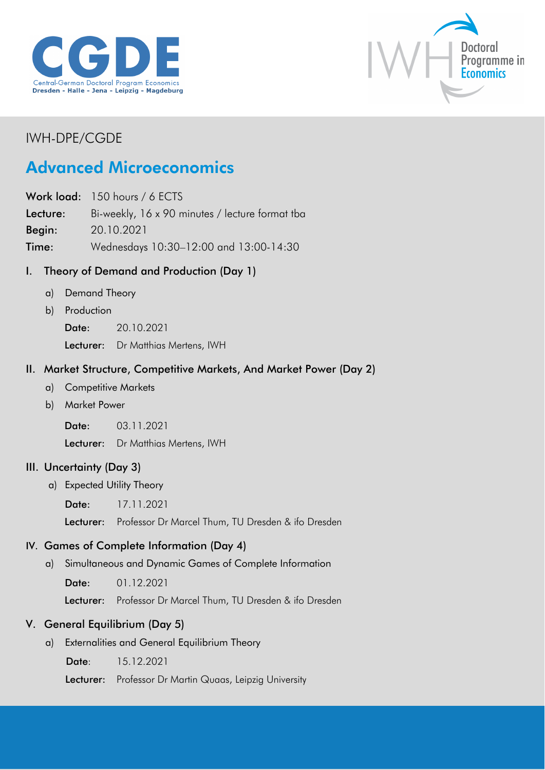IWH-DPE/CGDE

# Advanced Microeconomics

**Work load:** 150 hours / 6 ECTS
**Lecture:** Bi-weekly, 16 x 90 minutes / lecture format tba
**Begin:** 20.10.2021
**Time:** Wednesdays 10:30–12:00 and 13:00-14:30

## I. Theory of Demand and Production (Day 1)

a) Demand Theory
b) Production

**Date:** 20.10.2021
**Lecturer:** Dr Matthias Mertens, IWH

## II. Market Structure, Competitive Markets, And Market Power (Day 2)

a) Competitive Markets
b) Market Power

**Date:** 03.11.2021
**Lecturer:** Dr Matthias Mertens, IWH

## III. Uncertainty (Day 3)

a) Expected Utility Theory

**Date:** 17.11.2021
**Lecturer:** Professor Dr Marcel Thum, TU Dresden & ifo Dresden

## IV. Games of Complete Information (Day 4)

a) Simultaneous and Dynamic Games of Complete Information

**Date:** 01.12.2021
**Lecturer:** Professor Dr Marcel Thum, TU Dresden & ifo Dresden

## V. General Equilibrium (Day 5)

a) Externalities and General Equilibrium Theory

**Date:** 15.12.2021
**Lecturer:** Professor Dr Martin Quaas, Leipzig University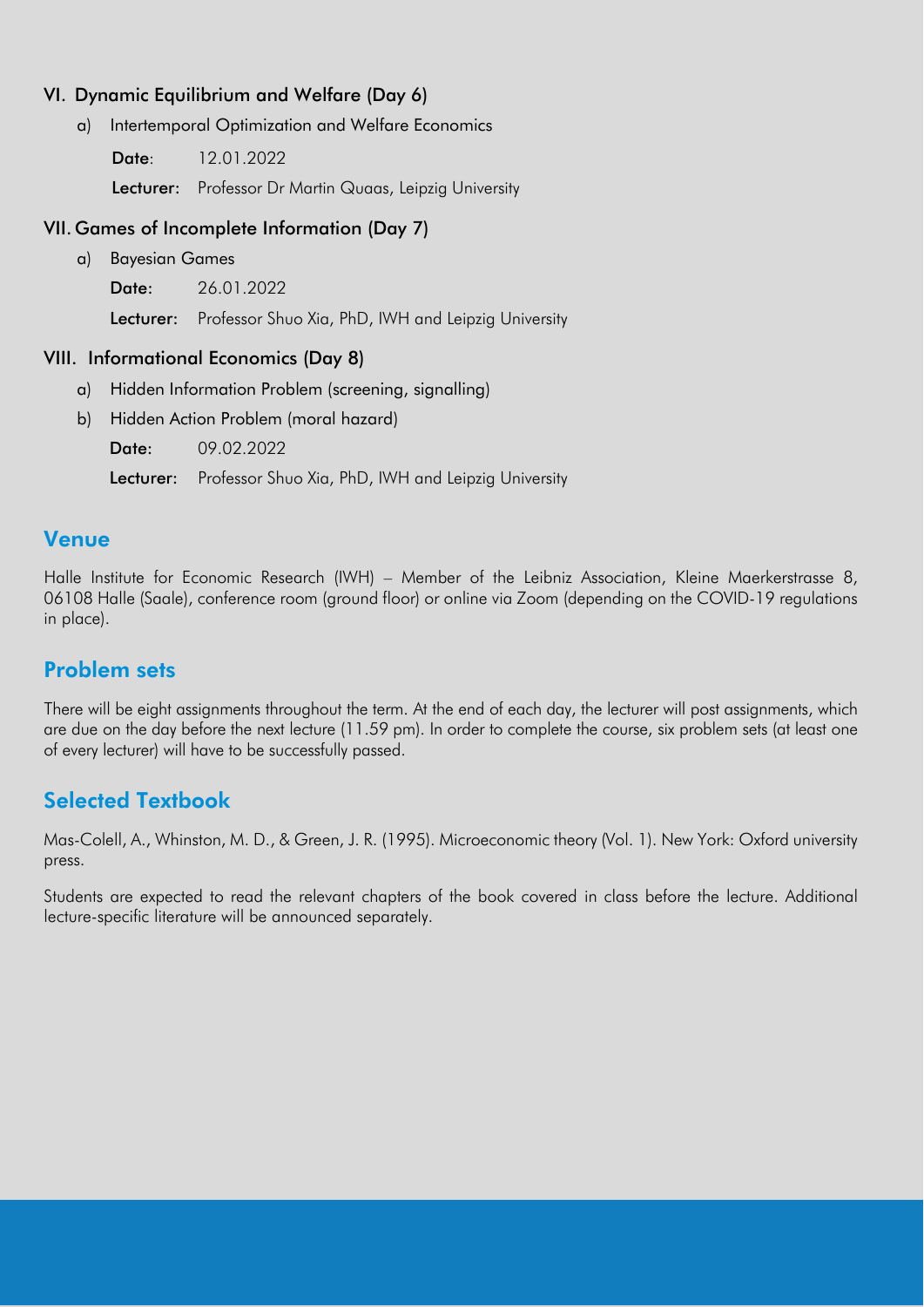### VI. Dynamic Equilibrium and Welfare (Day 6)

a) Intertemporal Optimization and Welfare Economics

**Date**: 12.01.2022

**Lecturer:** Professor Dr Martin Quaas, Leipzig University

### VII. Games of Incomplete Information (Day 7)

a) Bayesian Games

**Date:** 26.01.2022

**Lecturer:** Professor Shuo Xia, PhD, IWH and Leipzig University

### VIII. Informational Economics (Day 8)

a) Hidden Information Problem (screening, signalling)

b) Hidden Action Problem (moral hazard)

**Date:** 09.02.2022

**Lecturer:** Professor Shuo Xia, PhD, IWH and Leipzig University

## Venue

Halle Institute for Economic Research (IWH) – Member of the Leibniz Association, Kleine Maerkerstrasse 8, 06108 Halle (Saale), conference room (ground floor) or online via Zoom (depending on the COVID-19 regulations in place).

## Problem sets

There will be eight assignments throughout the term. At the end of each day, the lecturer will post assignments, which are due on the day before the next lecture (11.59 pm). In order to complete the course, six problem sets (at least one of every lecturer) will have to be successfully passed.

## Selected Textbook

Mas-Colell, A., Whinston, M. D., & Green, J. R. (1995). Microeconomic theory (Vol. 1). New York: Oxford university press.

Students are expected to read the relevant chapters of the book covered in class before the lecture. Additional lecture-specific literature will be announced separately.